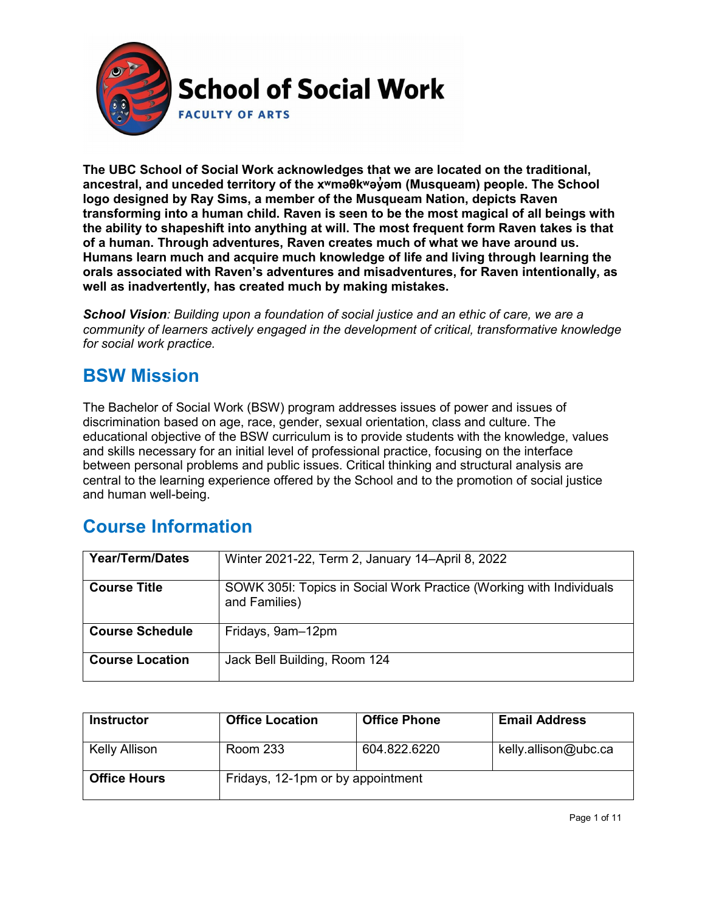# School of Social Work

FACULTY OF ARTS

**The UBC School of Social Work acknowledges that we are located on the traditional, ancestral, and unceded territory of the xʷməθkʷəy̓əm (Musqueam) people. The School logo designed by Ray Sims, a member of the Musqueam Nation, depicts Raven transforming into a human child. Raven is seen to be the most magical of all beings with the ability to shapeshift into anything at will. The most frequent form Raven takes is that of a human. Through adventures, Raven creates much of what we have around us. Humans learn much and acquire much knowledge of life and living through learning the orals associated with Raven's adventures and misadventures, for Raven intentionally, as well as inadvertently, has created much by making mistakes.**

***School Vision**: Building upon a foundation of social justice and an ethic of care, we are a community of learners actively engaged in the development of critical, transformative knowledge for social work practice.*

## BSW Mission

The Bachelor of Social Work (BSW) program addresses issues of power and issues of discrimination based on age, race, gender, sexual orientation, class and culture. The educational objective of the BSW curriculum is to provide students with the knowledge, values and skills necessary for an initial level of professional practice, focusing on the interface between personal problems and public issues. Critical thinking and structural analysis are central to the learning experience offered by the School and to the promotion of social justice and human well-being.

## Course Information

| **Year/Term/Dates** | Winter 2021-22, Term 2, January 14–April 8, 2022 |
|---|---|
| **Course Title** | SOWK 305I: Topics in Social Work Practice (Working with Individuals and Families) |
| **Course Schedule** | Fridays, 9am–12pm |
| **Course Location** | Jack Bell Building, Room 124 |

| **Instructor** | **Office Location** | **Office Phone** | **Email Address** |
|---|---|---|---|
| Kelly Allison | Room 233 | 604.822.6220 | kelly.allison@ubc.ca |
| **Office Hours** | Fridays, 12-1pm or by appointment | | |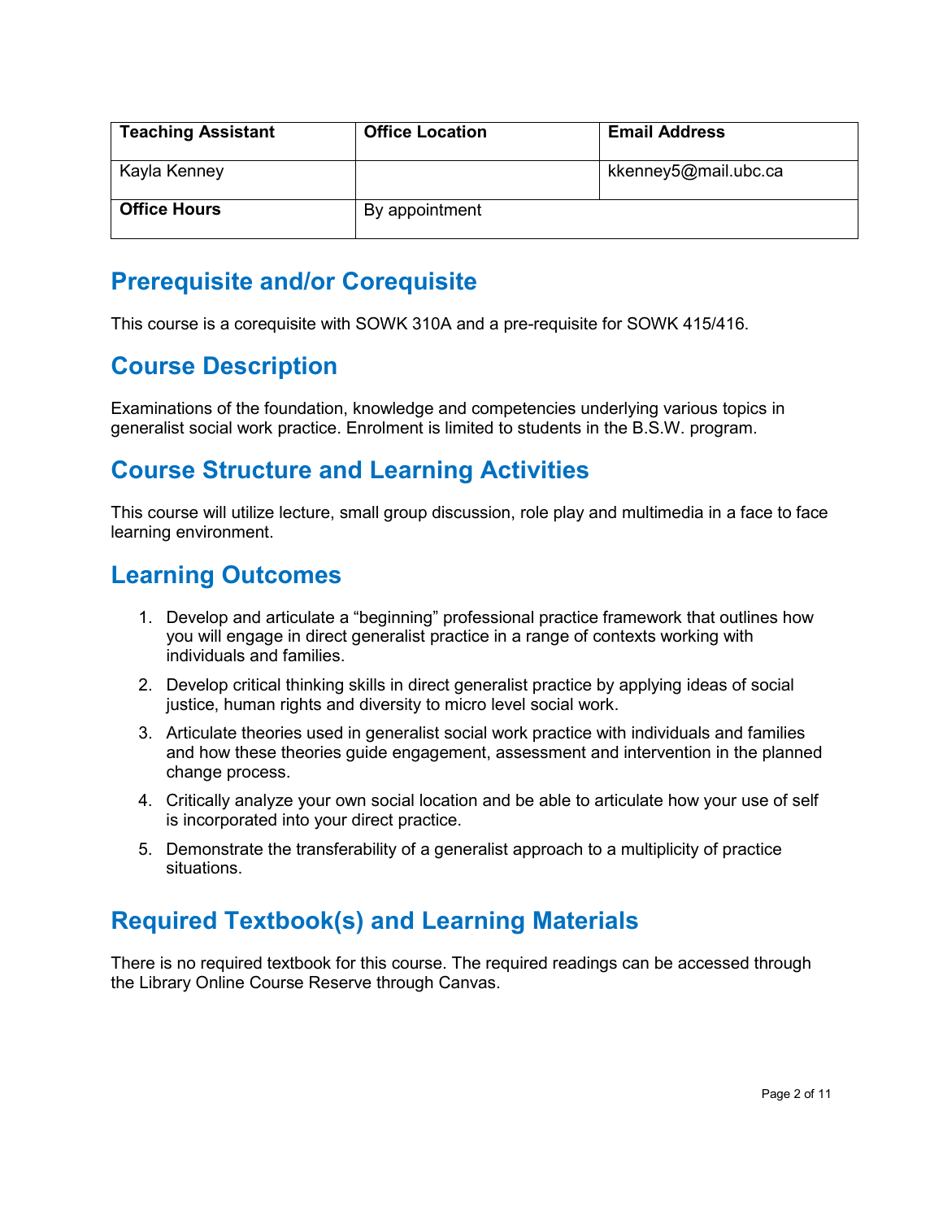| Teaching Assistant | Office Location | Email Address |
| --- | --- | --- |
| Kayla Kenney | | kkenney5@mail.ubc.ca |
| **Office Hours** | By appointment | |

## Prerequisite and/or Corequisite

This course is a corequisite with SOWK 310A and a pre-requisite for SOWK 415/416.

## Course Description

Examinations of the foundation, knowledge and competencies underlying various topics in generalist social work practice. Enrolment is limited to students in the B.S.W. program.

## Course Structure and Learning Activities

This course will utilize lecture, small group discussion, role play and multimedia in a face to face learning environment.

## Learning Outcomes

1. Develop and articulate a "beginning" professional practice framework that outlines how you will engage in direct generalist practice in a range of contexts working with individuals and families.
2. Develop critical thinking skills in direct generalist practice by applying ideas of social justice, human rights and diversity to micro level social work.
3. Articulate theories used in generalist social work practice with individuals and families and how these theories guide engagement, assessment and intervention in the planned change process.
4. Critically analyze your own social location and be able to articulate how your use of self is incorporated into your direct practice.
5. Demonstrate the transferability of a generalist approach to a multiplicity of practice situations.

## Required Textbook(s) and Learning Materials

There is no required textbook for this course. The required readings can be accessed through the Library Online Course Reserve through Canvas.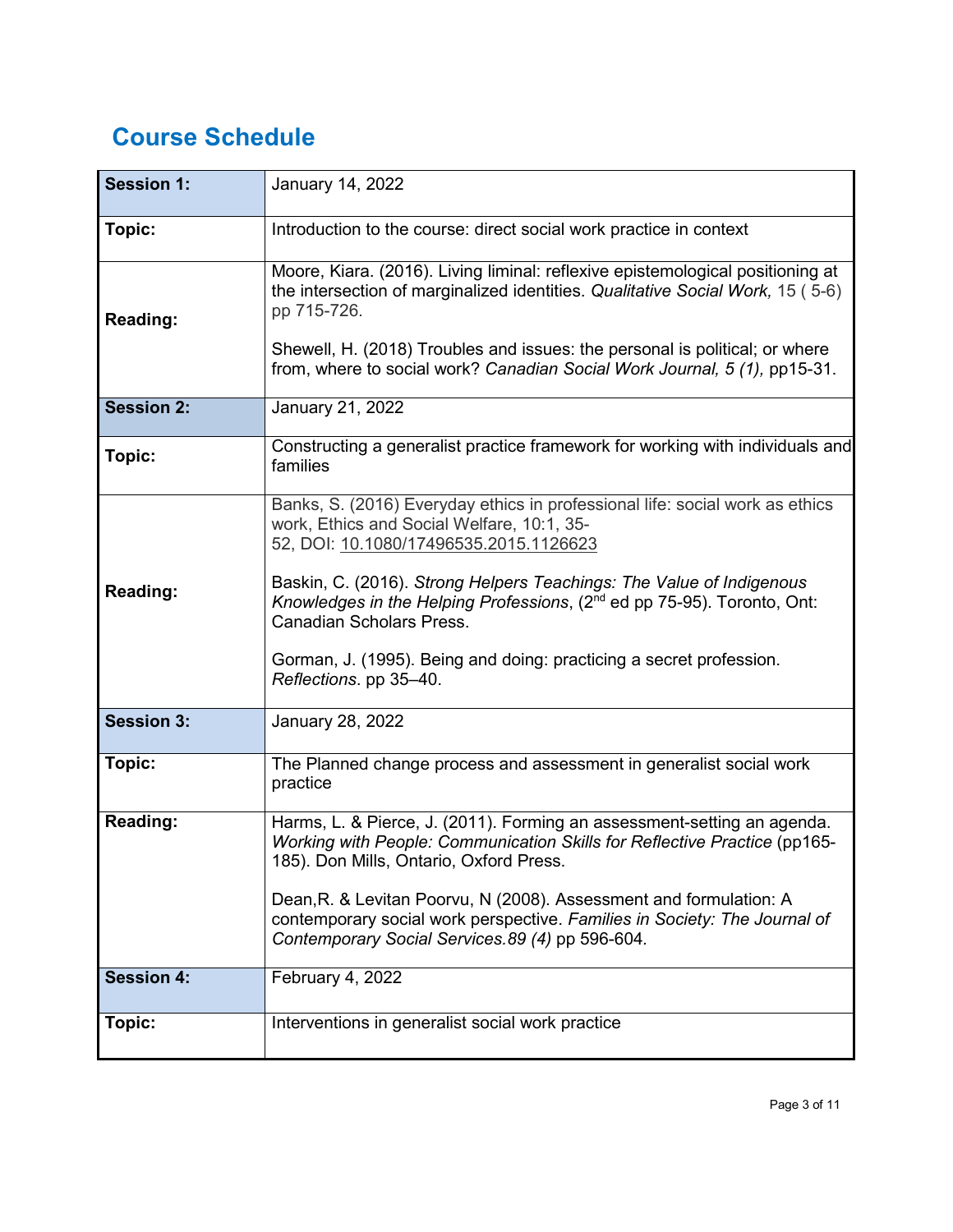## Course Schedule

| | |
|---|---|
| **Session 1:** | January 14, 2022 |
| **Topic:** | Introduction to the course: direct social work practice in context |
| **Reading:** | Moore, Kiara. (2016). Living liminal: reflexive epistemological positioning at the intersection of marginalized identities. *Qualitative Social Work,* 15 ( 5-6) pp 715-726.<br><br>Shewell, H. (2018) Troubles and issues: the personal is political; or where from, where to social work? *Canadian Social Work Journal, 5 (1),* pp15-31. |
| **Session 2:** | January 21, 2022 |
| **Topic:** | Constructing a generalist practice framework for working with individuals and families |
| **Reading:** | Banks, S. (2016) Everyday ethics in professional life: social work as ethics work, Ethics and Social Welfare, 10:1, 35-52, DOI: 10.1080/17496535.2015.1126623<br><br>Baskin, C. (2016). *Strong Helpers Teachings: The Value of Indigenous Knowledges in the Helping Professions*, (2nd ed pp 75-95). Toronto, Ont: Canadian Scholars Press.<br><br>Gorman, J. (1995). Being and doing: practicing a secret profession. *Reflections*. pp 35–40. |
| **Session 3:** | January 28, 2022 |
| **Topic:** | The Planned change process and assessment in generalist social work practice |
| **Reading:** | Harms, L. & Pierce, J. (2011). Forming an assessment-setting an agenda. *Working with People: Communication Skills for Reflective Practice* (pp165-185). Don Mills, Ontario, Oxford Press.<br><br>Dean,R. & Levitan Poorvu, N (2008). Assessment and formulation: A contemporary social work perspective. *Families in Society: The Journal of Contemporary Social Services.89 (4)* pp 596-604. |
| **Session 4:** | February 4, 2022 |
| **Topic:** | Interventions in generalist social work practice |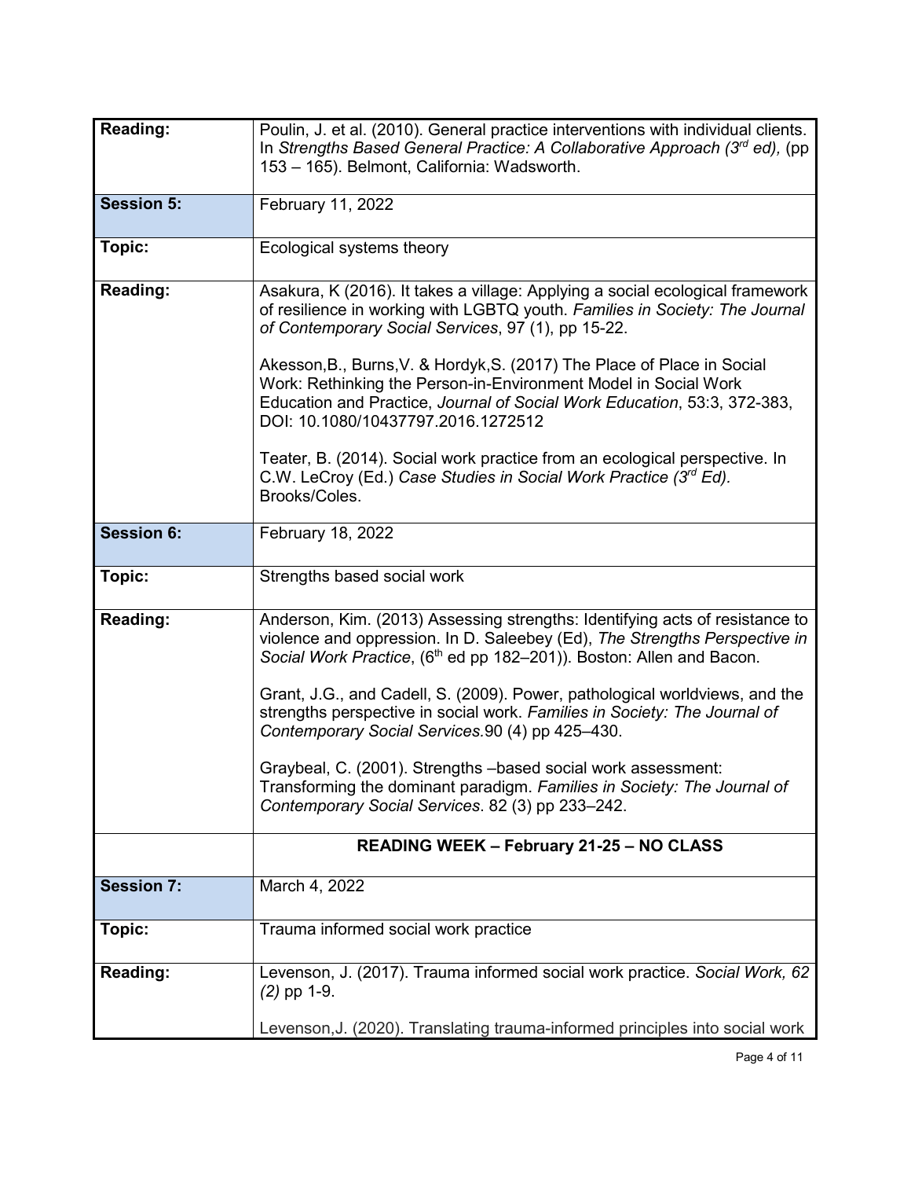| | |
|---|---|
| **Reading:** | Poulin, J. et al. (2010). General practice interventions with individual clients. In *Strengths Based General Practice: A Collaborative Approach (3rd ed),* (pp 153 – 165). Belmont, California: Wadsworth. |
| **Session 5:** | February 11, 2022 |
| **Topic:** | Ecological systems theory |
| **Reading:** | Asakura, K (2016). It takes a village: Applying a social ecological framework of resilience in working with LGBTQ youth. *Families in Society: The Journal of Contemporary Social Services*, 97 (1), pp 15-22.<br><br>Akesson,B., Burns,V. & Hordyk,S. (2017) The Place of Place in Social Work: Rethinking the Person-in-Environment Model in Social Work Education and Practice, *Journal of Social Work Education*, 53:3, 372-383, DOI: 10.1080/10437797.2016.1272512<br><br>Teater, B. (2014). Social work practice from an ecological perspective. In C.W. LeCroy (Ed.) *Case Studies in Social Work Practice (3rd Ed).* Brooks/Coles. |
| **Session 6:** | February 18, 2022 |
| **Topic:** | Strengths based social work |
| **Reading:** | Anderson, Kim. (2013) Assessing strengths: Identifying acts of resistance to violence and oppression. In D. Saleebey (Ed), *The Strengths Perspective in Social Work Practice*, (6th ed pp 182–201)). Boston: Allen and Bacon.<br><br>Grant, J.G., and Cadell, S. (2009). Power, pathological worldviews, and the strengths perspective in social work. *Families in Society: The Journal of Contemporary Social Services.*90 (4) pp 425–430.<br><br>Graybeal, C. (2001). Strengths –based social work assessment: Transforming the dominant paradigm. *Families in Society: The Journal of Contemporary Social Services*. 82 (3) pp 233–242. |
| | **READING WEEK – February 21-25 – NO CLASS** |
| **Session 7:** | March 4, 2022 |
| **Topic:** | Trauma informed social work practice |
| **Reading:** | Levenson, J. (2017). Trauma informed social work practice. *Social Work, 62 (2)* pp 1-9.<br><br>Levenson,J. (2020). Translating trauma-informed principles into social work |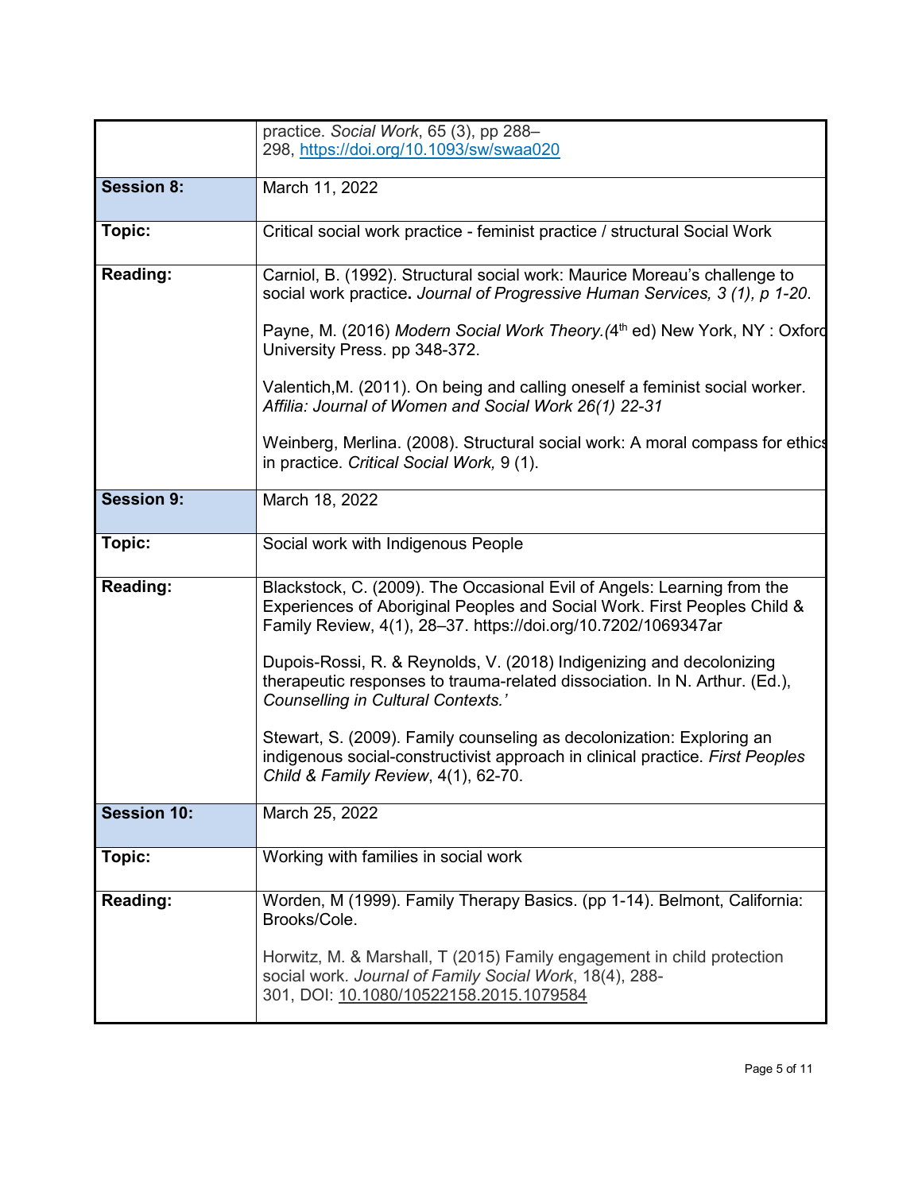| | |
|---|---|
| | practice. *Social Work*, 65 (3), pp 288–298, https://doi.org/10.1093/sw/swaa020 |
| **Session 8:** | March 11, 2022 |
| **Topic:** | Critical social work practice - feminist practice / structural Social Work |
| **Reading:** | Carniol, B. (1992). Structural social work: Maurice Moreau's challenge to social work practice**.** *Journal of Progressive Human Services, 3 (1), p 1-20*.<br><br>Payne, M. (2016) *Modern Social Work Theory.*(4th ed) New York, NY : Oxford University Press. pp 348-372.<br><br>Valentich,M. (2011). On being and calling oneself a feminist social worker. *Affilia: Journal of Women and Social Work 26(1) 22-31*<br><br>Weinberg, Merlina. (2008). Structural social work: A moral compass for ethics in practice. *Critical Social Work,* 9 (1). |
| **Session 9:** | March 18, 2022 |
| **Topic:** | Social work with Indigenous People |
| **Reading:** | Blackstock, C. (2009). The Occasional Evil of Angels: Learning from the Experiences of Aboriginal Peoples and Social Work. First Peoples Child & Family Review, 4(1), 28–37. https://doi.org/10.7202/1069347ar<br><br>Dupois-Rossi, R. & Reynolds, V. (2018) Indigenizing and decolonizing therapeutic responses to trauma-related dissociation. In N. Arthur. (Ed.), *Counselling in Cultural Contexts.'*<br><br>Stewart, S. (2009). Family counseling as decolonization: Exploring an indigenous social-constructivist approach in clinical practice*. First Peoples Child & Family Review*, 4(1), 62-70. |
| **Session 10:** | March 25, 2022 |
| **Topic:** | Working with families in social work |
| **Reading:** | Worden, M (1999). Family Therapy Basics. (pp 1-14). Belmont, California: Brooks/Cole.<br><br>Horwitz, M. & Marshall, T (2015) Family engagement in child protection social work. *Journal of Family Social Work*, 18(4), 288-301, DOI: 10.1080/10522158.2015.1079584 |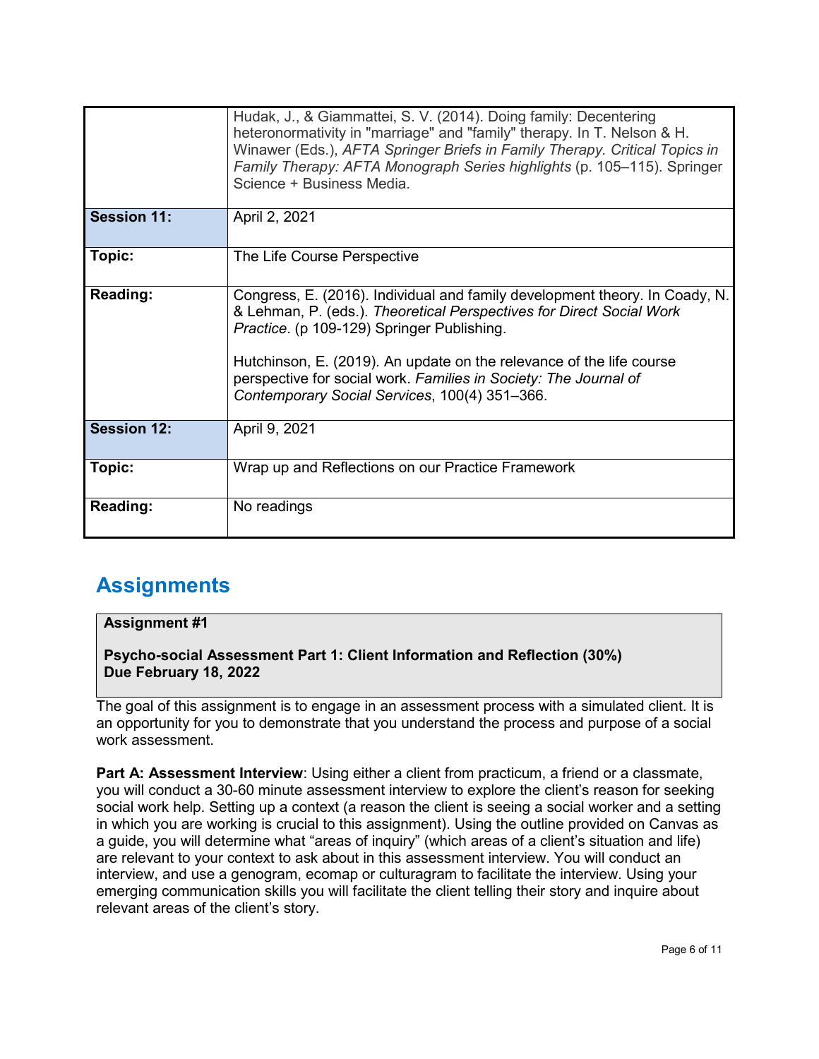| | |
|---|---|
| | Hudak, J., & Giammattei, S. V. (2014). Doing family: Decentering heteronormativity in "marriage" and "family" therapy. In T. Nelson & H. Winawer (Eds.), *AFTA Springer Briefs in Family Therapy. Critical Topics in Family Therapy: AFTA Monograph Series highlights* (p. 105–115). Springer Science + Business Media. |
| **Session 11:** | April 2, 2021 |
| **Topic:** | The Life Course Perspective |
| **Reading:** | Congress, E. (2016). Individual and family development theory. In Coady, N. & Lehman, P. (eds.). *Theoretical Perspectives for Direct Social Work Practice*. (p 109-129) Springer Publishing.<br><br>Hutchinson, E. (2019). An update on the relevance of the life course perspective for social work. *Families in Society: The Journal of Contemporary Social Services*, 100(4) 351–366. |
| **Session 12:** | April 9, 2021 |
| **Topic:** | Wrap up and Reflections on our Practice Framework |
| **Reading:** | No readings |

## Assignments

**Assignment #1**

**Psycho-social Assessment Part 1: Client Information and Reflection (30%)**
**Due February 18, 2022**

The goal of this assignment is to engage in an assessment process with a simulated client. It is an opportunity for you to demonstrate that you understand the process and purpose of a social work assessment.

**Part A: Assessment Interview**: Using either a client from practicum, a friend or a classmate, you will conduct a 30-60 minute assessment interview to explore the client's reason for seeking social work help. Setting up a context (a reason the client is seeing a social worker and a setting in which you are working is crucial to this assignment). Using the outline provided on Canvas as a guide, you will determine what "areas of inquiry" (which areas of a client's situation and life) are relevant to your context to ask about in this assessment interview. You will conduct an interview, and use a genogram, ecomap or culturagram to facilitate the interview. Using your emerging communication skills you will facilitate the client telling their story and inquire about relevant areas of the client's story.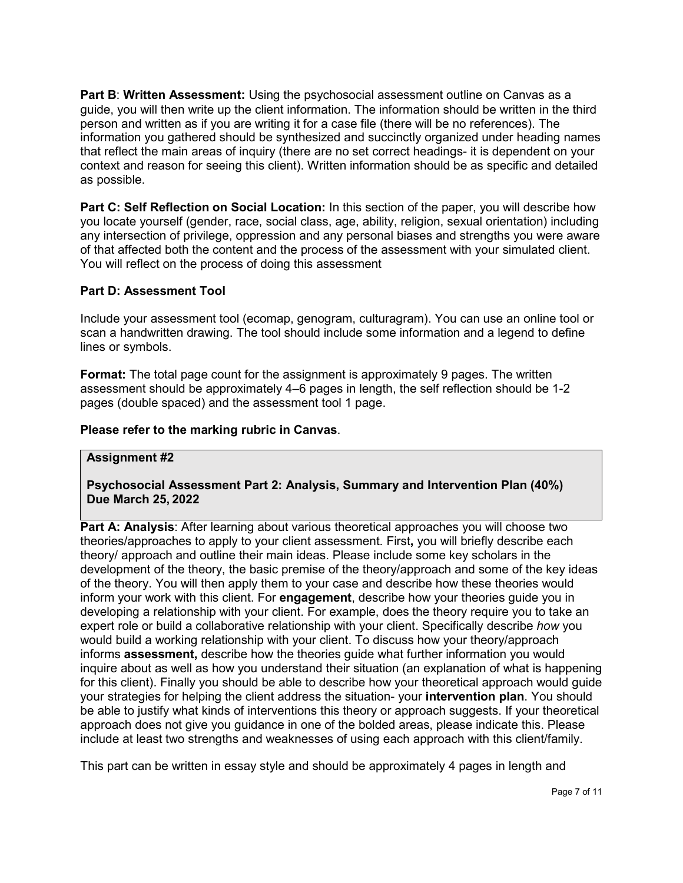**Part B**: **Written Assessment:** Using the psychosocial assessment outline on Canvas as a guide, you will then write up the client information. The information should be written in the third person and written as if you are writing it for a case file (there will be no references). The information you gathered should be synthesized and succinctly organized under heading names that reflect the main areas of inquiry (there are no set correct headings- it is dependent on your context and reason for seeing this client). Written information should be as specific and detailed as possible.

**Part C: Self Reflection on Social Location:** In this section of the paper, you will describe how you locate yourself (gender, race, social class, age, ability, religion, sexual orientation) including any intersection of privilege, oppression and any personal biases and strengths you were aware of that affected both the content and the process of the assessment with your simulated client. You will reflect on the process of doing this assessment

**Part D: Assessment Tool**

Include your assessment tool (ecomap, genogram, culturagram). You can use an online tool or scan a handwritten drawing. The tool should include some information and a legend to define lines or symbols.

**Format:** The total page count for the assignment is approximately 9 pages. The written assessment should be approximately 4–6 pages in length, the self reflection should be 1-2 pages (double spaced) and the assessment tool 1 page.

**Please refer to the marking rubric in Canvas**.

## Assignment #2

### Psychosocial Assessment Part 2: Analysis, Summary and Intervention Plan (40%) Due March 25, 2022

**Part A: Analysis**: After learning about various theoretical approaches you will choose two theories/approaches to apply to your client assessment. First**,** you will briefly describe each theory/ approach and outline their main ideas. Please include some key scholars in the development of the theory, the basic premise of the theory/approach and some of the key ideas of the theory. You will then apply them to your case and describe how these theories would inform your work with this client. For **engagement**, describe how your theories guide you in developing a relationship with your client. For example, does the theory require you to take an expert role or build a collaborative relationship with your client. Specifically describe *how* you would build a working relationship with your client. To discuss how your theory/approach informs **assessment,** describe how the theories guide what further information you would inquire about as well as how you understand their situation (an explanation of what is happening for this client). Finally you should be able to describe how your theoretical approach would guide your strategies for helping the client address the situation- your **intervention plan**. You should be able to justify what kinds of interventions this theory or approach suggests. If your theoretical approach does not give you guidance in one of the bolded areas, please indicate this. Please include at least two strengths and weaknesses of using each approach with this client/family.

This part can be written in essay style and should be approximately 4 pages in length and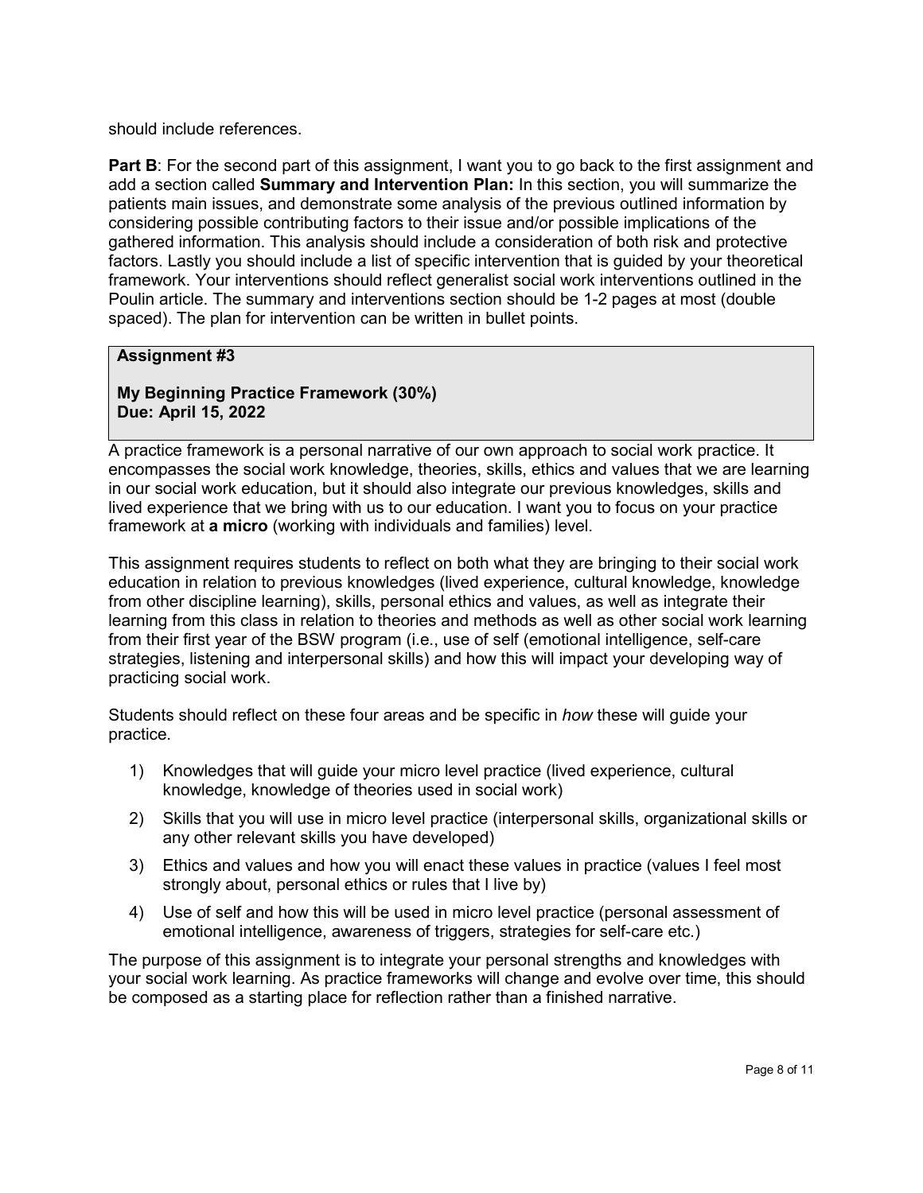should include references.

**Part B**: For the second part of this assignment, I want you to go back to the first assignment and add a section called **Summary and Intervention Plan:** In this section, you will summarize the patients main issues, and demonstrate some analysis of the previous outlined information by considering possible contributing factors to their issue and/or possible implications of the gathered information. This analysis should include a consideration of both risk and protective factors. Lastly you should include a list of specific intervention that is guided by your theoretical framework. Your interventions should reflect generalist social work interventions outlined in the Poulin article. The summary and interventions section should be 1-2 pages at most (double spaced). The plan for intervention can be written in bullet points.

**Assignment #3**

**My Beginning Practice Framework (30%)**
**Due: April 15, 2022**

A practice framework is a personal narrative of our own approach to social work practice. It encompasses the social work knowledge, theories, skills, ethics and values that we are learning in our social work education, but it should also integrate our previous knowledges, skills and lived experience that we bring with us to our education. I want you to focus on your practice framework at **a micro** (working with individuals and families) level.

This assignment requires students to reflect on both what they are bringing to their social work education in relation to previous knowledges (lived experience, cultural knowledge, knowledge from other discipline learning), skills, personal ethics and values, as well as integrate their learning from this class in relation to theories and methods as well as other social work learning from their first year of the BSW program (i.e., use of self (emotional intelligence, self-care strategies, listening and interpersonal skills) and how this will impact your developing way of practicing social work.

Students should reflect on these four areas and be specific in *how* these will guide your practice.

1) Knowledges that will guide your micro level practice (lived experience, cultural knowledge, knowledge of theories used in social work)
2) Skills that you will use in micro level practice (interpersonal skills, organizational skills or any other relevant skills you have developed)
3) Ethics and values and how you will enact these values in practice (values I feel most strongly about, personal ethics or rules that I live by)
4) Use of self and how this will be used in micro level practice (personal assessment of emotional intelligence, awareness of triggers, strategies for self-care etc.)

The purpose of this assignment is to integrate your personal strengths and knowledges with your social work learning. As practice frameworks will change and evolve over time, this should be composed as a starting place for reflection rather than a finished narrative.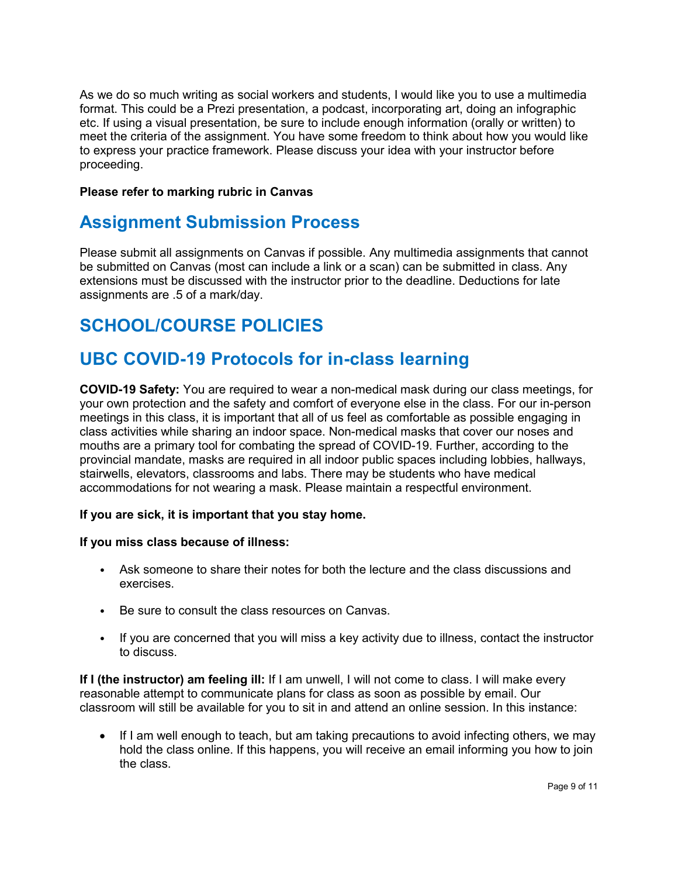As we do so much writing as social workers and students, I would like you to use a multimedia format. This could be a Prezi presentation, a podcast, incorporating art, doing an infographic etc. If using a visual presentation, be sure to include enough information (orally or written) to meet the criteria of the assignment. You have some freedom to think about how you would like to express your practice framework. Please discuss your idea with your instructor before proceeding.

**Please refer to marking rubric in Canvas**

## Assignment Submission Process

Please submit all assignments on Canvas if possible. Any multimedia assignments that cannot be submitted on Canvas (most can include a link or a scan) can be submitted in class. Any extensions must be discussed with the instructor prior to the deadline. Deductions for late assignments are .5 of a mark/day.

## SCHOOL/COURSE POLICIES

## UBC COVID-19 Protocols for in-class learning

**COVID-19 Safety:** You are required to wear a non-medical mask during our class meetings, for your own protection and the safety and comfort of everyone else in the class. For our in-person meetings in this class, it is important that all of us feel as comfortable as possible engaging in class activities while sharing an indoor space. Non-medical masks that cover our noses and mouths are a primary tool for combating the spread of COVID-19. Further, according to the provincial mandate, masks are required in all indoor public spaces including lobbies, hallways, stairwells, elevators, classrooms and labs. There may be students who have medical accommodations for not wearing a mask. Please maintain a respectful environment.

**If you are sick, it is important that you stay home.**

**If you miss class because of illness:**

- Ask someone to share their notes for both the lecture and the class discussions and exercises.
- Be sure to consult the class resources on Canvas.
- If you are concerned that you will miss a key activity due to illness, contact the instructor to discuss.

**If I (the instructor) am feeling ill:** If I am unwell, I will not come to class. I will make every reasonable attempt to communicate plans for class as soon as possible by email. Our classroom will still be available for you to sit in and attend an online session. In this instance:

- If I am well enough to teach, but am taking precautions to avoid infecting others, we may hold the class online. If this happens, you will receive an email informing you how to join the class.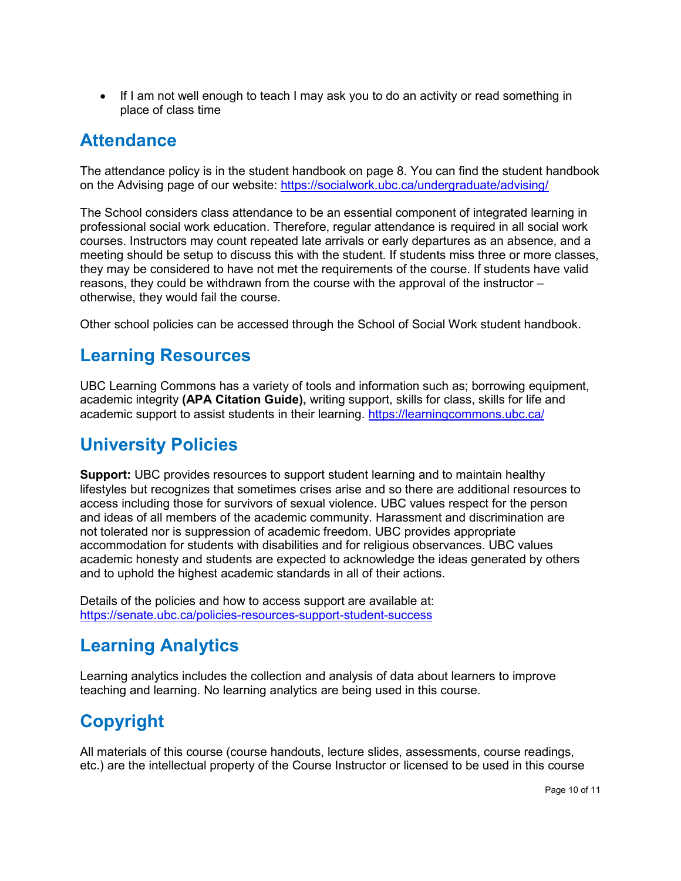- If I am not well enough to teach I may ask you to do an activity or read something in place of class time

## Attendance

The attendance policy is in the student handbook on page 8. You can find the student handbook on the Advising page of our website: https://socialwork.ubc.ca/undergraduate/advising/

The School considers class attendance to be an essential component of integrated learning in professional social work education. Therefore, regular attendance is required in all social work courses. Instructors may count repeated late arrivals or early departures as an absence, and a meeting should be setup to discuss this with the student. If students miss three or more classes, they may be considered to have not met the requirements of the course. If students have valid reasons, they could be withdrawn from the course with the approval of the instructor – otherwise, they would fail the course.

Other school policies can be accessed through the School of Social Work student handbook.

## Learning Resources

UBC Learning Commons has a variety of tools and information such as; borrowing equipment, academic integrity **(APA Citation Guide),** writing support, skills for class, skills for life and academic support to assist students in their learning. https://learningcommons.ubc.ca/

## University Policies

**Support:** UBC provides resources to support student learning and to maintain healthy lifestyles but recognizes that sometimes crises arise and so there are additional resources to access including those for survivors of sexual violence. UBC values respect for the person and ideas of all members of the academic community. Harassment and discrimination are not tolerated nor is suppression of academic freedom. UBC provides appropriate accommodation for students with disabilities and for religious observances. UBC values academic honesty and students are expected to acknowledge the ideas generated by others and to uphold the highest academic standards in all of their actions.

Details of the policies and how to access support are available at: https://senate.ubc.ca/policies-resources-support-student-success

## Learning Analytics

Learning analytics includes the collection and analysis of data about learners to improve teaching and learning. No learning analytics are being used in this course.

## Copyright

All materials of this course (course handouts, lecture slides, assessments, course readings, etc.) are the intellectual property of the Course Instructor or licensed to be used in this course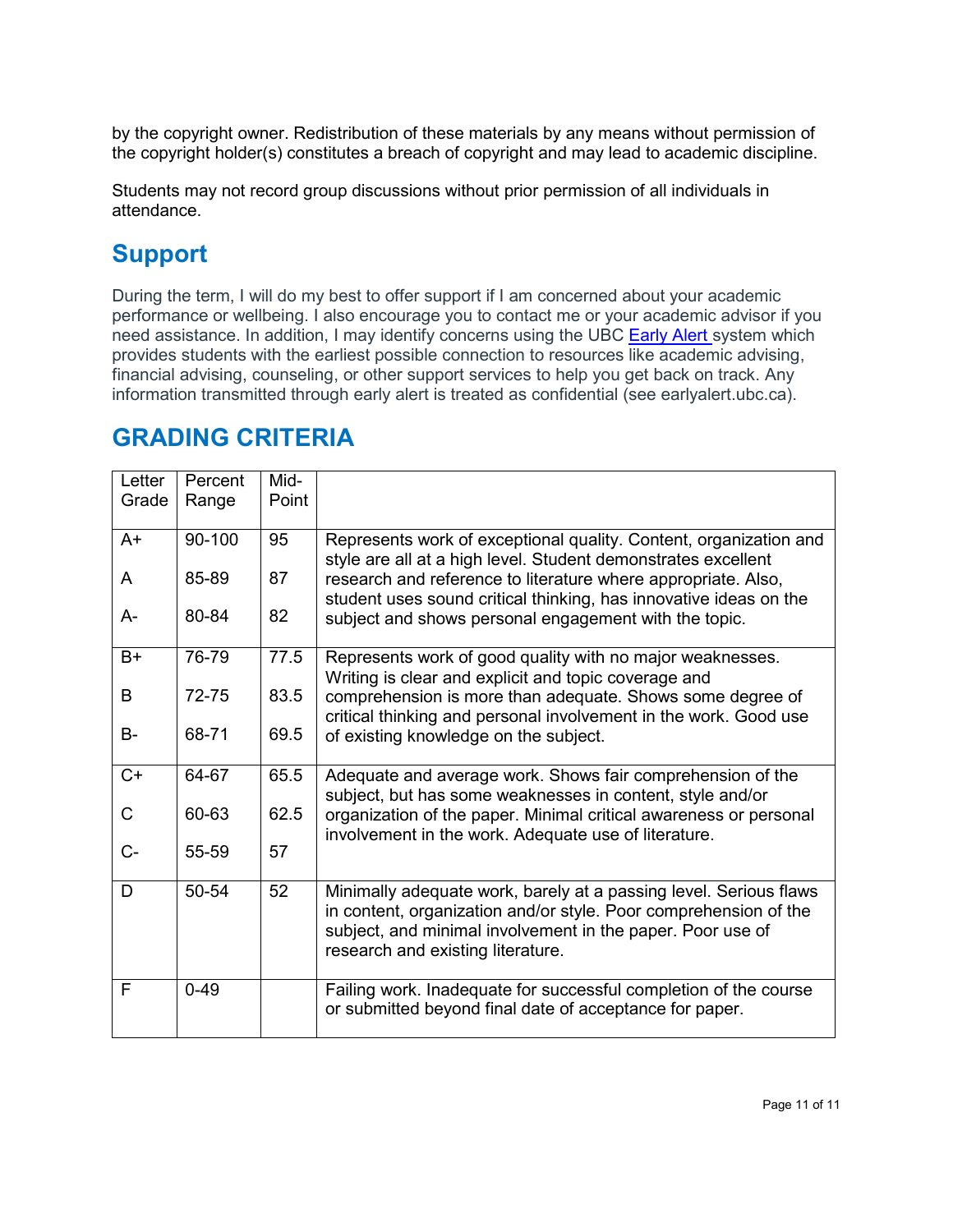by the copyright owner. Redistribution of these materials by any means without permission of the copyright holder(s) constitutes a breach of copyright and may lead to academic discipline.

Students may not record group discussions without prior permission of all individuals in attendance.

## Support

During the term, I will do my best to offer support if I am concerned about your academic performance or wellbeing. I also encourage you to contact me or your academic advisor if you need assistance. In addition, I may identify concerns using the UBC Early Alert system which provides students with the earliest possible connection to resources like academic advising, financial advising, counseling, or other support services to help you get back on track. Any information transmitted through early alert is treated as confidential (see earlyalert.ubc.ca).

## GRADING CRITERIA

| Letter Grade | Percent Range | Mid-Point | |
|---|---|---|---|
| A+<br>A<br>A- | 90-100<br>85-89<br>80-84 | 95<br>87<br>82 | Represents work of exceptional quality. Content, organization and style are all at a high level. Student demonstrates excellent research and reference to literature where appropriate. Also, student uses sound critical thinking, has innovative ideas on the subject and shows personal engagement with the topic. |
| B+<br>B<br>B- | 76-79<br>72-75<br>68-71 | 77.5<br>83.5<br>69.5 | Represents work of good quality with no major weaknesses. Writing is clear and explicit and topic coverage and comprehension is more than adequate. Shows some degree of critical thinking and personal involvement in the work. Good use of existing knowledge on the subject. |
| C+<br>C<br>C- | 64-67<br>60-63<br>55-59 | 65.5<br>62.5<br>57 | Adequate and average work. Shows fair comprehension of the subject, but has some weaknesses in content, style and/or organization of the paper. Minimal critical awareness or personal involvement in the work. Adequate use of literature. |
| D | 50-54 | 52 | Minimally adequate work, barely at a passing level. Serious flaws in content, organization and/or style. Poor comprehension of the subject, and minimal involvement in the paper. Poor use of research and existing literature. |
| F | 0-49 | | Failing work. Inadequate for successful completion of the course or submitted beyond final date of acceptance for paper. |